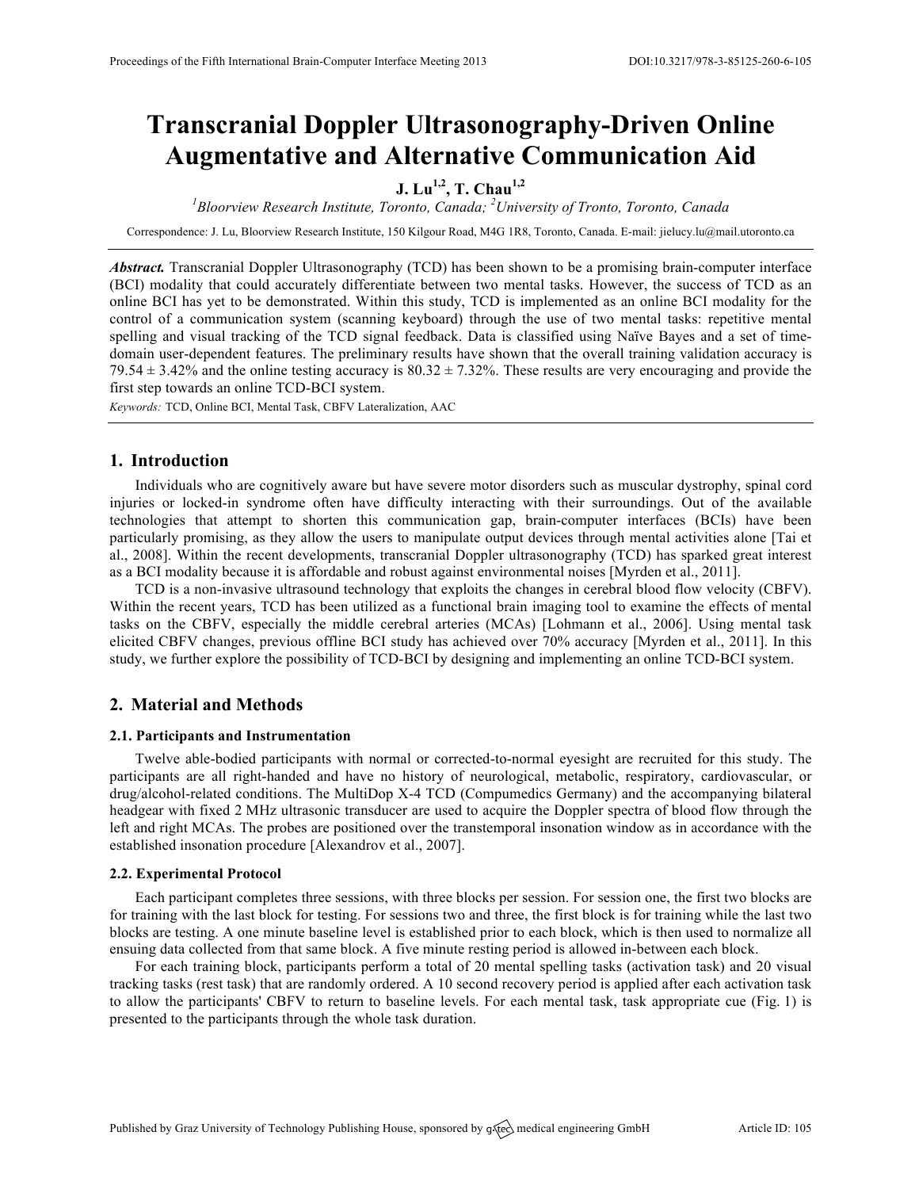# Transcranial Doppler Ultrasonography-Driven Online Augmentative and Alternative Communication Aid

**J. Lu[1,2], T. Chau[1,2]**

[1]*Bloorview Research Institute, Toronto, Canada;* [2]*University of Tronto, Toronto, Canada*

Correspondence: J. Lu, Bloorview Research Institute, 150 Kilgour Road, M4G 1R8, Toronto, Canada. E-mail: jielucy.lu@mail.utoronto.ca

***Abstract.*** Transcranial Doppler Ultrasonography (TCD) has been shown to be a promising brain-computer interface (BCI) modality that could accurately differentiate between two mental tasks. However, the success of TCD as an online BCI has yet to be demonstrated. Within this study, TCD is implemented as an online BCI modality for the control of a communication system (scanning keyboard) through the use of two mental tasks: repetitive mental spelling and visual tracking of the TCD signal feedback. Data is classified using Naïve Bayes and a set of time-domain user-dependent features. The preliminary results have shown that the overall training validation accuracy is 79.54 ± 3.42% and the online testing accuracy is 80.32 ± 7.32%. These results are very encouraging and provide the first step towards an online TCD-BCI system.

*Keywords:* TCD, Online BCI, Mental Task, CBFV Lateralization, AAC

## 1. Introduction

Individuals who are cognitively aware but have severe motor disorders such as muscular dystrophy, spinal cord injuries or locked-in syndrome often have difficulty interacting with their surroundings. Out of the available technologies that attempt to shorten this communication gap, brain-computer interfaces (BCIs) have been particularly promising, as they allow the users to manipulate output devices through mental activities alone [Tai et al., 2008]. Within the recent developments, transcranial Doppler ultrasonography (TCD) has sparked great interest as a BCI modality because it is affordable and robust against environmental noises [Myrden et al., 2011].

TCD is a non-invasive ultrasound technology that exploits the changes in cerebral blood flow velocity (CBFV). Within the recent years, TCD has been utilized as a functional brain imaging tool to examine the effects of mental tasks on the CBFV, especially the middle cerebral arteries (MCAs) [Lohmann et al., 2006]. Using mental task elicited CBFV changes, previous offline BCI study has achieved over 70% accuracy [Myrden et al., 2011]. In this study, we further explore the possibility of TCD-BCI by designing and implementing an online TCD-BCI system.

## 2. Material and Methods

### 2.1. Participants and Instrumentation

Twelve able-bodied participants with normal or corrected-to-normal eyesight are recruited for this study. The participants are all right-handed and have no history of neurological, metabolic, respiratory, cardiovascular, or drug/alcohol-related conditions. The MultiDop X-4 TCD (Compumedics Germany) and the accompanying bilateral headgear with fixed 2 MHz ultrasonic transducer are used to acquire the Doppler spectra of blood flow through the left and right MCAs. The probes are positioned over the transtemporal insonation window as in accordance with the established insonation procedure [Alexandrov et al., 2007].

### 2.2. Experimental Protocol

Each participant completes three sessions, with three blocks per session. For session one, the first two blocks are for training with the last block for testing. For sessions two and three, the first block is for training while the last two blocks are testing. A one minute baseline level is established prior to each block, which is then used to normalize all ensuing data collected from that same block. A five minute resting period is allowed in-between each block.

For each training block, participants perform a total of 20 mental spelling tasks (activation task) and 20 visual tracking tasks (rest task) that are randomly ordered. A 10 second recovery period is applied after each activation task to allow the participants' CBFV to return to baseline levels. For each mental task, task appropriate cue (Fig. 1) is presented to the participants through the whole task duration.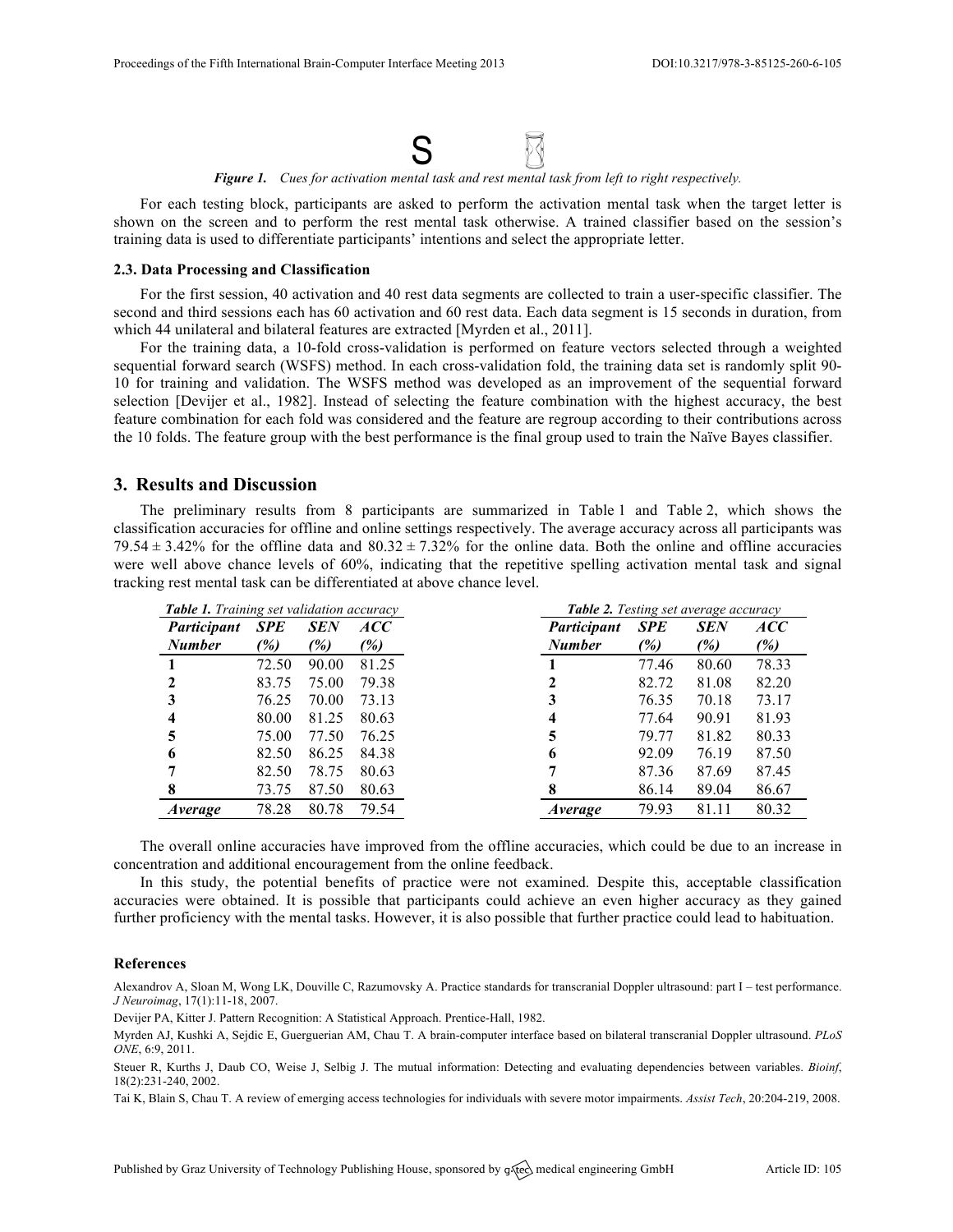S

*Figure 1.* Cues for activation mental task and rest mental task from left to right respectively.

For each testing block, participants are asked to perform the activation mental task when the target letter is shown on the screen and to perform the rest mental task otherwise. A trained classifier based on the session's training data is used to differentiate participants' intentions and select the appropriate letter.

### 2.3. Data Processing and Classification

For the first session, 40 activation and 40 rest data segments are collected to train a user-specific classifier. The second and third sessions each has 60 activation and 60 rest data. Each data segment is 15 seconds in duration, from which 44 unilateral and bilateral features are extracted [Myrden et al., 2011].

For the training data, a 10-fold cross-validation is performed on feature vectors selected through a weighted sequential forward search (WSFS) method. In each cross-validation fold, the training data set is randomly split 90-10 for training and validation. The WSFS method was developed as an improvement of the sequential forward selection [Devijer et al., 1982]. Instead of selecting the feature combination with the highest accuracy, the best feature combination for each fold was considered and the feature are regroup according to their contributions across the 10 folds. The feature group with the best performance is the final group used to train the Naïve Bayes classifier.

## 3. Results and Discussion

The preliminary results from 8 participants are summarized in Table 1 and Table 2, which shows the classification accuracies for offline and online settings respectively. The average accuracy across all participants was $79.54 \pm 3.42\%$ for the offline data and $80.32 \pm 7.32\%$ for the online data. Both the online and offline accuracies were well above chance levels of 60%, indicating that the repetitive spelling activation mental task and signal tracking rest mental task can be differentiated at above chance level.

***Table 1.*** *Training set validation accuracy*

| ***Participant Number*** | ***SPE (%)*** | ***SEN (%)*** | ***ACC (%)*** |
|---|---|---|---|
| **1** | 72.50 | 90.00 | 81.25 |
| **2** | 83.75 | 75.00 | 79.38 |
| **3** | 76.25 | 70.00 | 73.13 |
| **4** | 80.00 | 81.25 | 80.63 |
| **5** | 75.00 | 77.50 | 76.25 |
| **6** | 82.50 | 86.25 | 84.38 |
| **7** | 82.50 | 78.75 | 80.63 |
| **8** | 73.75 | 87.50 | 80.63 |
| ***Average*** | 78.28 | 80.78 | 79.54 |

***Table 2.*** *Testing set average accuracy*

| ***Participant Number*** | ***SPE (%)*** | ***SEN (%)*** | ***ACC (%)*** |
|---|---|---|---|
| **1** | 77.46 | 80.60 | 78.33 |
| **2** | 82.72 | 81.08 | 82.20 |
| **3** | 76.35 | 70.18 | 73.17 |
| **4** | 77.64 | 90.91 | 81.93 |
| **5** | 79.77 | 81.82 | 80.33 |
| **6** | 92.09 | 76.19 | 87.50 |
| **7** | 87.36 | 87.69 | 87.45 |
| **8** | 86.14 | 89.04 | 86.67 |
| ***Average*** | 79.93 | 81.11 | 80.32 |

The overall online accuracies have improved from the offline accuracies, which could be due to an increase in concentration and additional encouragement from the online feedback.

In this study, the potential benefits of practice were not examined. Despite this, acceptable classification accuracies were obtained. It is possible that participants could achieve an even higher accuracy as they gained further proficiency with the mental tasks. However, it is also possible that further practice could lead to habituation.

### References

Alexandrov A, Sloan M, Wong LK, Douville C, Razumovsky A. Practice standards for transcranial Doppler ultrasound: part I – test performance. *J Neuroimag*, 17(1):11-18, 2007.

Devijer PA, Kitter J. Pattern Recognition: A Statistical Approach. Prentice-Hall, 1982.

Myrden AJ, Kushki A, Sejdic E, Guerguerian AM, Chau T. A brain-computer interface based on bilateral transcranial Doppler ultrasound. *PLoS ONE*, 6:9, 2011.

Steuer R, Kurths J, Daub CO, Weise J, Selbig J. The mutual information: Detecting and evaluating dependencies between variables. *Bioinf*, 18(2):231-240, 2002.

Tai K, Blain S, Chau T. A review of emerging access technologies for individuals with severe motor impairments. *Assist Tech*, 20:204-219, 2008.